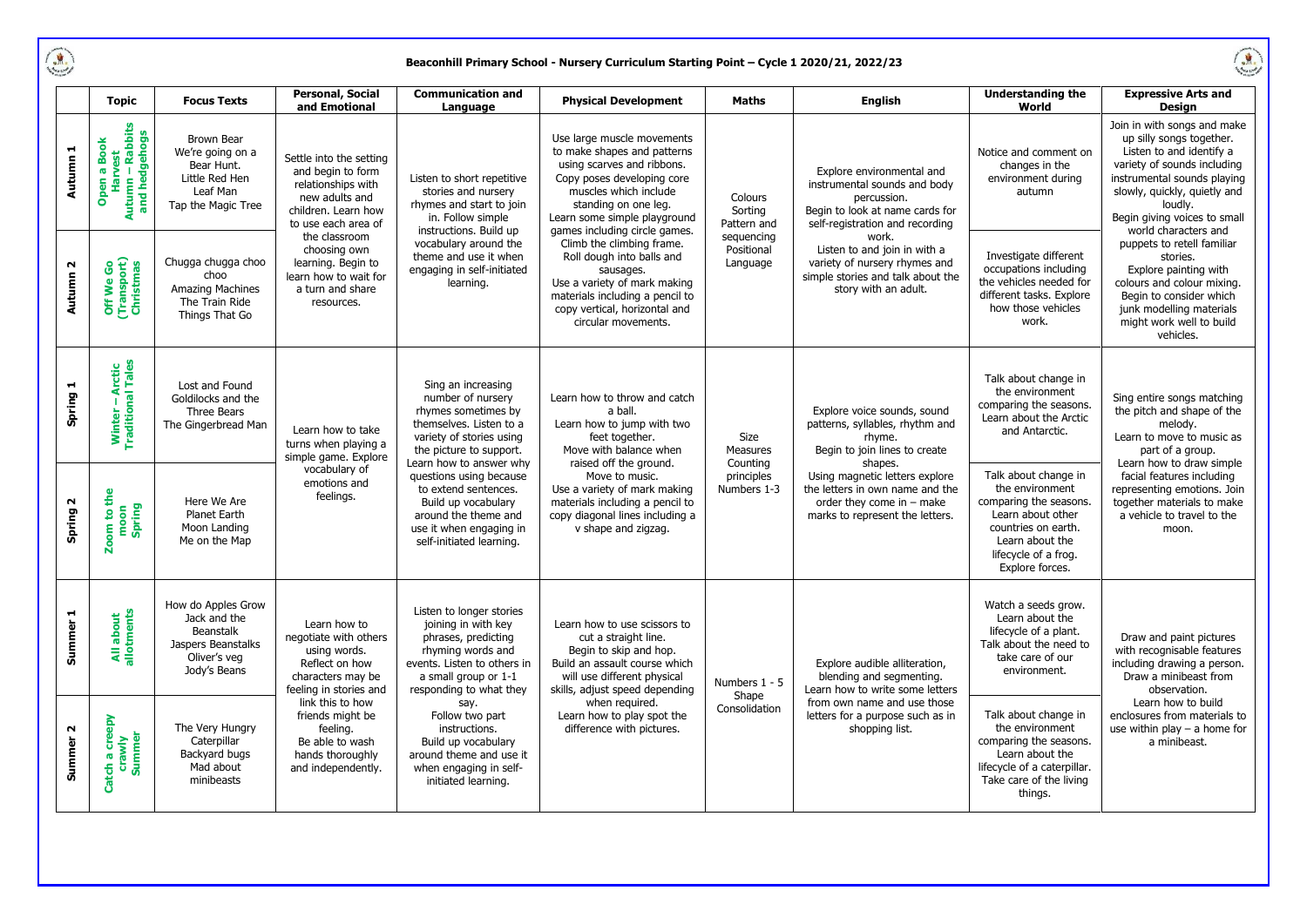# Beaconhill Primary School - Nursery Curriculum Starting Point – Cycle 1 2020/21, 2022/23

| | Topic | Focus Texts | Personal, Social and Emotional | Communication and Language | Physical Development | Maths | English | Understanding the World | Expressive Arts and Design |
|---|---|---|---|---|---|---|---|---|---|
| Autumn 1 | Open a Book Harvest Autumn – Rabbits and hedgehogs | Brown Bear<br>We're going on a Bear Hunt.<br>Little Red Hen<br>Leaf Man<br>Tap the Magic Tree | Settle into the setting and begin to form relationships with new adults and children. Learn how to use each area of the classroom choosing own learning. Begin to learn how to wait for a turn and share resources. | Listen to short repetitive stories and nursery rhymes and start to join in. Follow simple instructions. Build up vocabulary around the theme and use it when engaging in self-initiated learning. | Use large muscle movements to make shapes and patterns using scarves and ribbons. Copy poses developing core muscles which include standing on one leg. Learn some simple playground games including circle games. Climb the climbing frame. Roll dough into balls and sausages. Use a variety of mark making materials including a pencil to copy vertical, horizontal and circular movements. | Colours<br>Sorting<br>Pattern and sequencing<br>Positional Language | Explore environmental and instrumental sounds and body percussion.<br>Begin to look at name cards for self-registration and recording work.<br>Listen to and join in with a variety of nursery rhymes and simple stories and talk about the story with an adult. | Notice and comment on changes in the environment during autumn | Join in with songs and make up silly songs together. Listen to and identify a variety of sounds including instrumental sounds playing slowly, quickly, quietly and loudly.<br>Begin giving voices to small world characters and puppets to retell familiar stories.<br>Explore painting with colours and colour mixing. Begin to consider which junk modelling materials might work well to build vehicles. |
| Autumn 2 | Off We Go (Transport) Christmas | Chugga chugga choo choo<br>Amazing Machines<br>The Train Ride<br>Things That Go | | | | | | Investigate different occupations including the vehicles needed for different tasks. Explore how those vehicles work. | |
| Spring 1 | Winter – Arctic Traditional Tales | Lost and Found<br>Goldilocks and the Three Bears<br>The Gingerbread Man | Learn how to take turns when playing a simple game. Explore vocabulary of emotions and feelings. | Sing an increasing number of nursery rhymes sometimes by themselves. Listen to a variety of stories using the picture to support. Learn how to answer why questions using because to extend sentences. Build up vocabulary around the theme and use it when engaging in self-initiated learning. | Learn how to throw and catch a ball.<br>Learn how to jump with two feet together.<br>Move with balance when raised off the ground.<br>Move to music.<br>Use a variety of mark making materials including a pencil to copy diagonal lines including a v shape and zigzag. | Size<br>Measures<br>Counting principles<br>Numbers 1-3 | Explore voice sounds, sound patterns, syllables, rhythm and rhyme.<br>Begin to join lines to create shapes.<br>Using magnetic letters explore the letters in own name and the order they come in – make marks to represent the letters. | Talk about change in the environment comparing the seasons. Learn about the Arctic and Antarctic. | Sing entire songs matching the pitch and shape of the melody.<br>Learn to move to music as part of a group.<br>Learn how to draw simple facial features including representing emotions. Join together materials to make a vehicle to travel to the moon. |
| Spring 2 | Zoom to the moon Spring | Here We Are<br>Planet Earth<br>Moon Landing<br>Me on the Map | | | | | | Talk about change in the environment comparing the seasons. Learn about other countries on earth. Learn about the lifecycle of a frog. Explore forces. | |
| Summer 1 | All about allotments | How do Apples Grow<br>Jack and the Beanstalk<br>Jaspers Beanstalks<br>Oliver's veg<br>Jody's Beans | Learn how to negotiate with others using words. Reflect on how characters may be feeling in stories and link this to how friends might be feeling.<br>Be able to wash hands thoroughly and independently. | Listen to longer stories joining in with key phrases, predicting rhyming words and events. Listen to others in a small group or 1-1 responding to what they say.<br>Follow two part instructions.<br>Build up vocabulary around theme and use it when engaging in self-initiated learning. | Learn how to use scissors to cut a straight line.<br>Begin to skip and hop.<br>Build an assault course which will use different physical skills, adjust speed depending when required.<br>Learn how to play spot the difference with pictures. | Numbers 1 - 5<br>Shape<br>Consolidation | Explore audible alliteration, blending and segmenting.<br>Learn how to write some letters from own name and use those letters for a purpose such as in shopping list. | Watch a seeds grow. Learn about the lifecycle of a plant. Talk about the need to take care of our environment. | Draw and paint pictures with recognisable features including drawing a person. Draw a minibeast from observation.<br>Learn how to build enclosures from materials to use within play – a home for a minibeast. |
| Summer 2 | Catch a creepy crawly Summer | The Very Hungry Caterpillar<br>Backyard bugs<br>Mad about minibeasts | | | | | | Talk about change in the environment comparing the seasons. Learn about the lifecycle of a caterpillar. Take care of the living things. | |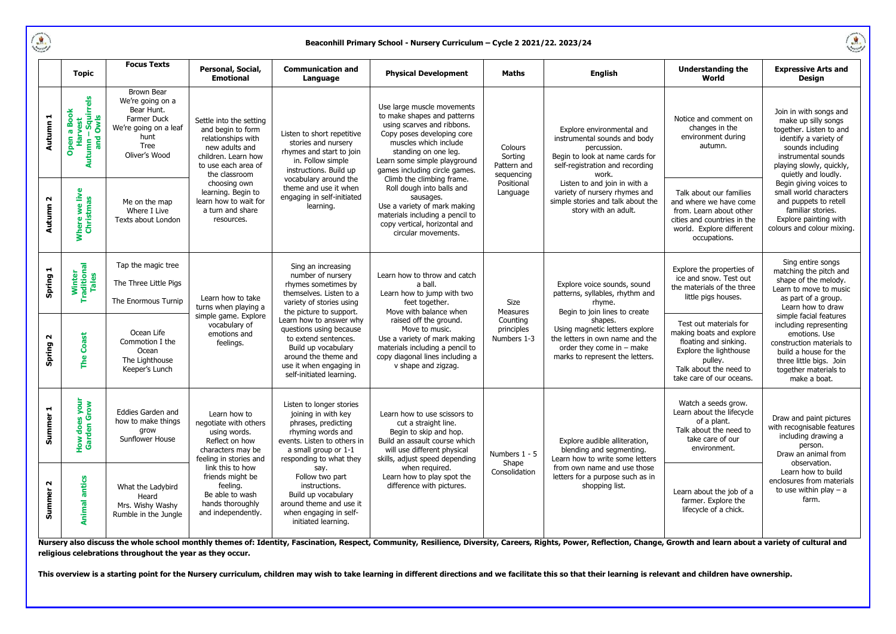# Beaconhill Primary School - Nursery Curriculum – Cycle 2 2021/22. 2023/24

| | Topic | Focus Texts | Personal, Social, Emotional | Communication and Language | Physical Development | Maths | English | Understanding the World | Expressive Arts and Design |
|---|---|---|---|---|---|---|---|---|---|
| Autumn 1 | Open a Book Harvest Autumn – Squirrels and Owls | Brown Bear We're going on a Bear Hunt. Farmer Duck We're going on a leaf hunt Tree Oliver's Wood | Settle into the setting and begin to form relationships with new adults and children. Learn how to use each area of the classroom choosing own learning. Begin to learn how to wait for a turn and share resources. | Listen to short repetitive stories and nursery rhymes and start to join in. Follow simple instructions. Build up vocabulary around the theme and use it when engaging in self-initiated learning. | Use large muscle movements to make shapes and patterns using scarves and ribbons. Copy poses developing core muscles which include standing on one leg. Learn some simple playground games including circle games. Climb the climbing frame. Roll dough into balls and sausages. Use a variety of mark making materials including a pencil to copy vertical, horizontal and circular movements. | Colours Sorting Pattern and sequencing Positional Language | Explore environmental and instrumental sounds and body percussion. Begin to look at name cards for self-registration and recording work. Listen to and join in with a variety of nursery rhymes and simple stories and talk about the story with an adult. | Notice and comment on changes in the environment during autumn. | Join in with songs and make up silly songs together. Listen to and identify a variety of sounds including instrumental sounds playing slowly, quickly, quietly and loudly. Begin giving voices to small world characters and puppets to retell familiar stories. Explore painting with colours and colour mixing. |
| Autumn 2 | Where we live Christmas | Me on the map Where I Live Texts about London | | | | | | Talk about our families and where we have come from. Learn about other cities and countries in the world. Explore different occupations. | |
| Spring 1 | Winter Traditional Tales | Tap the magic tree The Three Little Pigs The Enormous Turnip | Learn how to take turns when playing a simple game. Explore vocabulary of emotions and feelings. | Sing an increasing number of nursery rhymes sometimes by themselves. Listen to a variety of stories using the picture to support. Learn how to answer why questions using because to extend sentences. Build up vocabulary around the theme and use it when engaging in self-initiated learning. | Learn how to throw and catch a ball. Learn how to jump with two feet together. Move with balance when raised off the ground. Move to music. Use a variety of mark making materials including a pencil to copy diagonal lines including a v shape and zigzag. | Size Measures Counting principles Numbers 1-3 | Explore voice sounds, sound patterns, syllables, rhythm and rhyme. Begin to join lines to create shapes. Using magnetic letters explore the letters in own name and the order they come in – make marks to represent the letters. | Explore the properties of ice and snow. Test out the materials of the three little pigs houses. | Sing entire songs matching the pitch and shape of the melody. Learn to move to music as part of a group. Learn how to draw simple facial features including representing emotions. Use construction materials to build a house for the three little bigs. Join together materials to make a boat. |
| Spring 2 | The Coast | Ocean Life Commotion I the Ocean The Lighthouse Keeper's Lunch | | | | | | Test out materials for making boats and explore floating and sinking. Explore the lighthouse pulley. Talk about the need to take care of our oceans. | |
| Summer 1 | How does your Garden Grow | Eddies Garden and how to make things grow Sunflower House | Learn how to negotiate with others using words. Reflect on how characters may be feeling in stories and link this to how friends might be feeling. Be able to wash hands thoroughly and independently. | Listen to longer stories joining in with key phrases, predicting rhyming words and events. Listen to others in a small group or 1-1 responding to what they say. Follow two part instructions. Build up vocabulary around theme and use it when engaging in self-initiated learning. | Learn how to use scissors to cut a straight line. Begin to skip and hop. Build an assault course which will use different physical skills, adjust speed depending when required. Learn how to play spot the difference with pictures. | Numbers 1 - 5 Shape Consolidation | Explore audible alliteration, blending and segmenting. Learn how to write some letters from own name and use those letters for a purpose such as in shopping list. | Watch a seeds grow. Learn about the lifecycle of a plant. Talk about the need to take care of our environment. | Draw and paint pictures with recognisable features including drawing a person. Draw an animal from observation. Learn how to build enclosures from materials to use within play – a farm. |
| Summer 2 | Animal antics | What the Ladybird Heard Mrs. Wishy Washy Rumble in the Jungle | | | | | | Learn about the job of a farmer. Explore the lifecycle of a chick. | |

**Nursery also discuss the whole school monthly themes of: Identity, Fascination, Respect, Community, Resilience, Diversity, Careers, Rights, Power, Reflection, Change, Growth and learn about a variety of cultural and religious celebrations throughout the year as they occur.**

**This overview is a starting point for the Nursery curriculum, children may wish to take learning in different directions and we facilitate this so that their learning is relevant and children have ownership.**